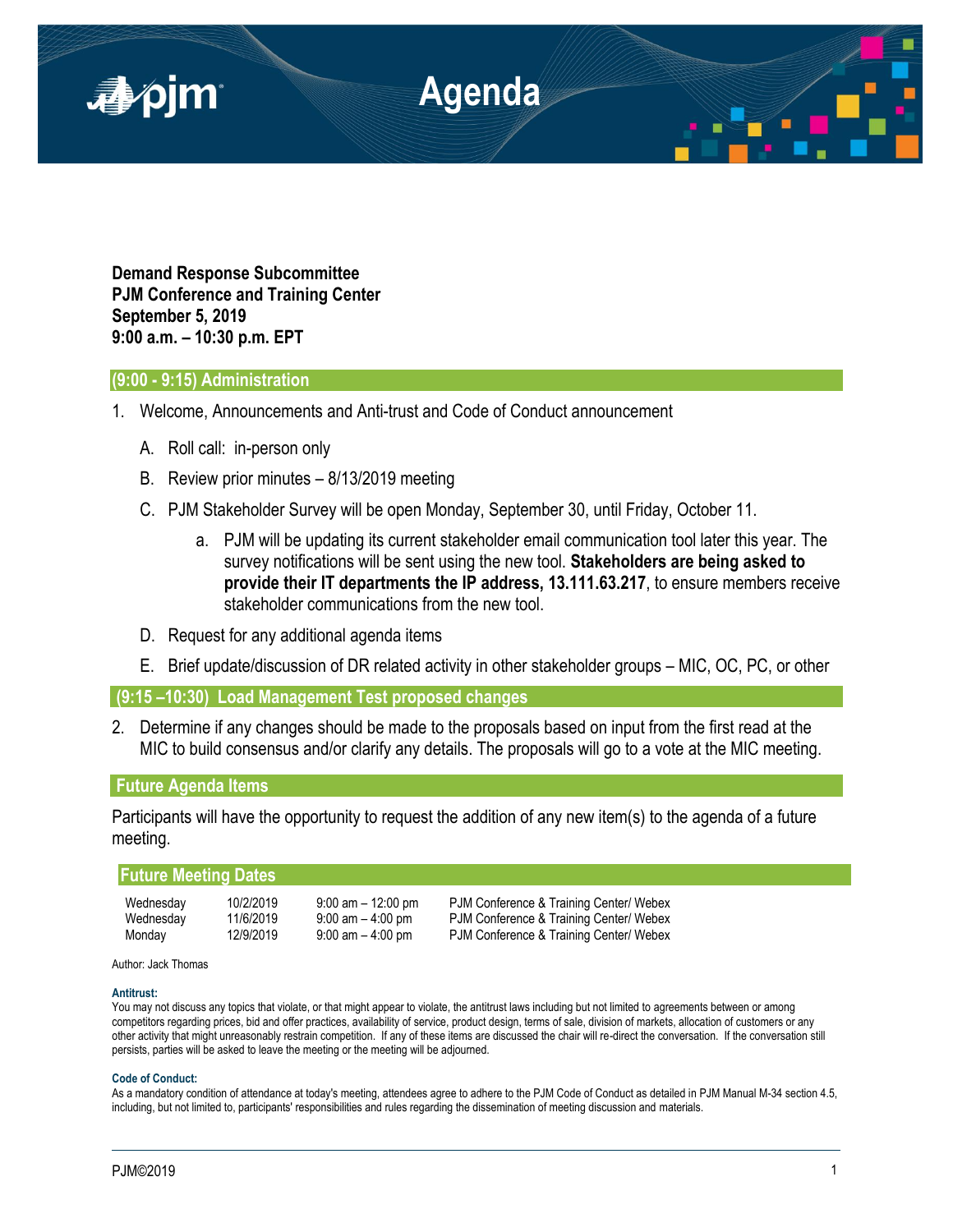# Agenda

**Demand Response Subcommittee**
**PJM Conference and Training Center**
**September 5, 2019**
**9:00 a.m. – 10:30 p.m. EPT**

## (9:00 - 9:15) Administration

1. Welcome, Announcements and Anti-trust and Code of Conduct announcement

   A. Roll call: in-person only

   B. Review prior minutes – 8/13/2019 meeting

   C. PJM Stakeholder Survey will be open Monday, September 30, until Friday, October 11.

      a. PJM will be updating its current stakeholder email communication tool later this year. The survey notifications will be sent using the new tool. **Stakeholders are being asked to provide their IT departments the IP address, 13.111.63.217**, to ensure members receive stakeholder communications from the new tool.

   D. Request for any additional agenda items

   E. Brief update/discussion of DR related activity in other stakeholder groups – MIC, OC, PC, or other

## (9:15 –10:30) Load Management Test proposed changes

2. Determine if any changes should be made to the proposals based on input from the first read at the MIC to build consensus and/or clarify any details. The proposals will go to a vote at the MIC meeting.

## Future Agenda Items

Participants will have the opportunity to request the addition of any new item(s) to the agenda of a future meeting.

## Future Meeting Dates

| | | | |
|---|---|---|---|
| Wednesday | 10/2/2019 | 9:00 am – 12:00 pm | PJM Conference & Training Center/ Webex |
| Wednesday | 11/6/2019 | 9:00 am – 4:00 pm | PJM Conference & Training Center/ Webex |
| Monday | 12/9/2019 | 9:00 am – 4:00 pm | PJM Conference & Training Center/ Webex |

Author: Jack Thomas

**Antitrust:**
You may not discuss any topics that violate, or that might appear to violate, the antitrust laws including but not limited to agreements between or among competitors regarding prices, bid and offer practices, availability of service, product design, terms of sale, division of markets, allocation of customers or any other activity that might unreasonably restrain competition. If any of these items are discussed the chair will re-direct the conversation. If the conversation still persists, parties will be asked to leave the meeting or the meeting will be adjourned.

**Code of Conduct:**
As a mandatory condition of attendance at today's meeting, attendees agree to adhere to the PJM Code of Conduct as detailed in PJM Manual M-34 section 4.5, including, but not limited to, participants' responsibilities and rules regarding the dissemination of meeting discussion and materials.

PJM©2019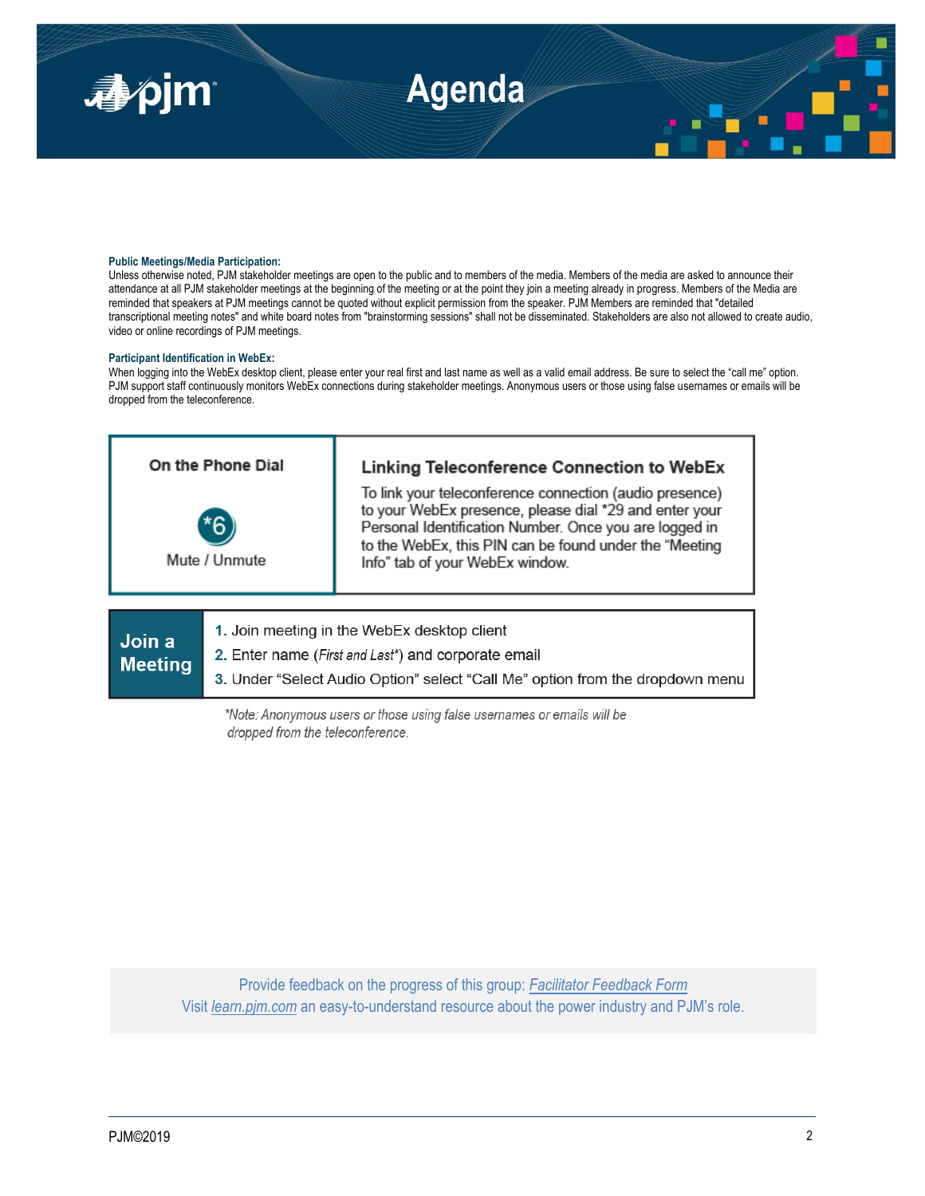# Agenda

**Public Meetings/Media Participation:**

Unless otherwise noted, PJM stakeholder meetings are open to the public and to members of the media. Members of the media are asked to announce their attendance at all PJM stakeholder meetings at the beginning of the meeting or at the point they join a meeting already in progress. Members of the Media are reminded that speakers at PJM meetings cannot be quoted without explicit permission from the speaker. PJM Members are reminded that "detailed transcriptional meeting notes" and white board notes from "brainstorming sessions" shall not be disseminated. Stakeholders are also not allowed to create audio, video or online recordings of PJM meetings.

**Participant Identification in WebEx:**

When logging into the WebEx desktop client, please enter your real first and last name as well as a valid email address. Be sure to select the "call me" option. PJM support staff continuously monitors WebEx connections during stakeholder meetings. Anonymous users or those using false usernames or emails will be dropped from the teleconference.

| On the Phone Dial | Linking Teleconference Connection to WebEx |
|---|---|
| *6 Mute / Unmute | To link your teleconference connection (audio presence) to your WebEx presence, please dial *29 and enter your Personal Identification Number. Once you are logged in to the WebEx, this PIN can be found under the "Meeting Info" tab of your WebEx window. |

**Join a Meeting**

1. Join meeting in the WebEx desktop client
2. Enter name (*First and Last**) and corporate email
3. Under "Select Audio Option" select "Call Me" option from the dropdown menu

*\*Note: Anonymous users or those using false usernames or emails will be dropped from the teleconference.*

Provide feedback on the progress of this group: [Facilitator Feedback Form]
Visit [learn.pjm.com] an easy-to-understand resource about the power industry and PJM's role.

PJM©2019